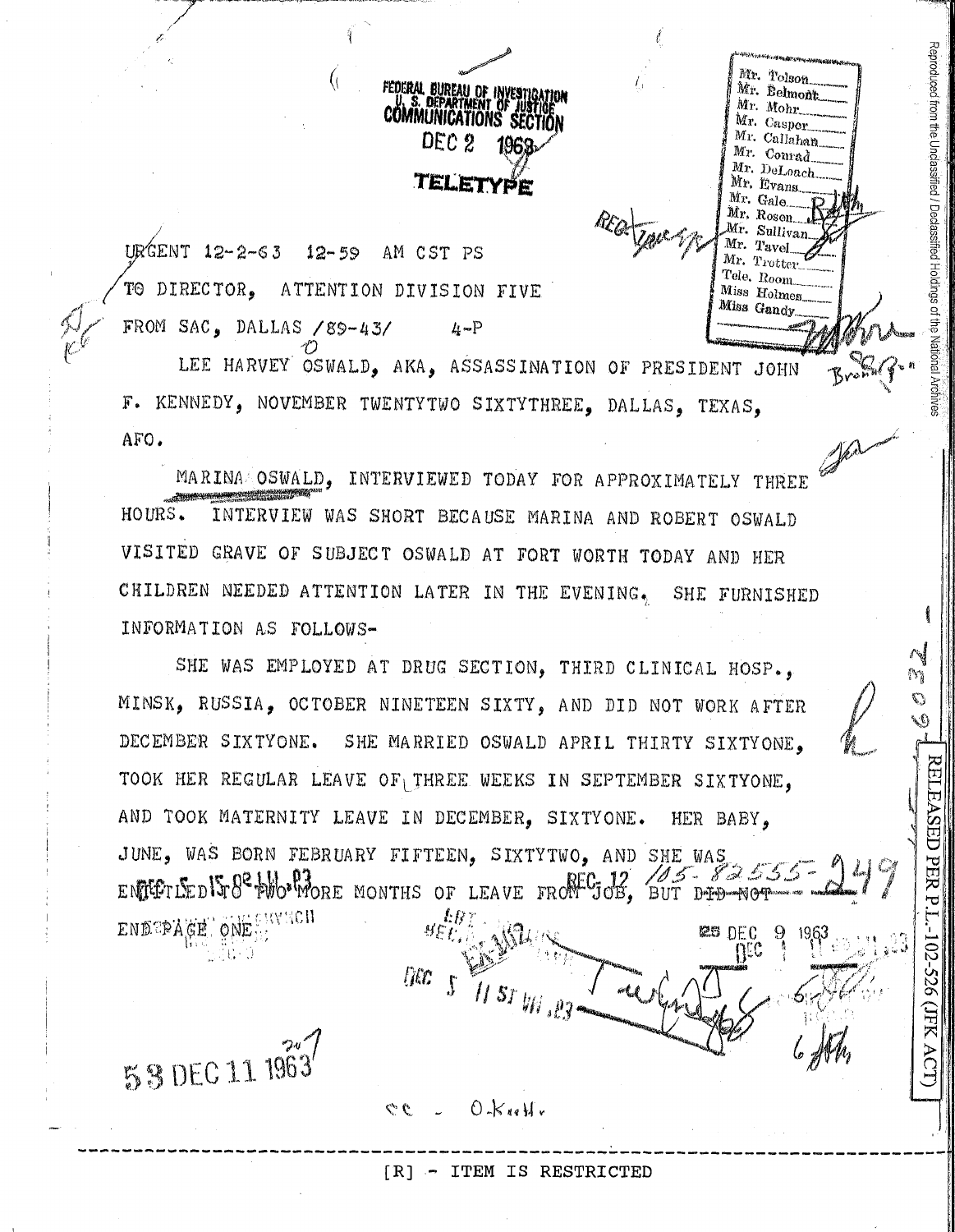FEDERAL BUREAU OF INVESTIGATION
U. S. DEPARTMENT OF JUSTICE
COMMUNICATIONS SECTION

DEC 2 1963

TELETYPE

Mr. Tolson
Mr. Belmont
Mr. Mohr
Mr. Casper
Mr. Callahan
Mr. Conrad
Mr. DeLoach
Mr. Evans
Mr. Gale
Mr. Rosen
Mr. Sullivan
Mr. Tavel
Mr. Trotter
Tele. Room
Miss Holmes
Miss Gandy

URGENT 12-2-63 12-59 AM CST PS

TO DIRECTOR, ATTENTION DIVISION FIVE

FROM SAC, DALLAS /89-43/ 4-P

LEE HARVEY OSWALD, AKA, ASSASSINATION OF PRESIDENT JOHN F. KENNEDY, NOVEMBER TWENTYTWO SIXTYTHREE, DALLAS, TEXAS, AFO.

MARINA OSWALD, INTERVIEWED TODAY FOR APPROXIMATELY THREE HOURS. INTERVIEW WAS SHORT BECAUSE MARINA AND ROBERT OSWALD VISITED GRAVE OF SUBJECT OSWALD AT FORT WORTH TODAY AND HER CHILDREN NEEDED ATTENTION LATER IN THE EVENING. SHE FURNISHED INFORMATION AS FOLLOWS-

SHE WAS EMPLOYED AT DRUG SECTION, THIRD CLINICAL HOSP., MINSK, RUSSIA, OCTOBER NINETEEN SIXTY, AND DID NOT WORK AFTER DECEMBER SIXTYONE. SHE MARRIED OSWALD APRIL THIRTY SIXTYONE, TOOK HER REGULAR LEAVE OF THREE WEEKS IN SEPTEMBER SIXTYONE, AND TOOK MATERNITY LEAVE IN DECEMBER, SIXTYONE. HER BABY, JUNE, WAS BORN FEBRUARY FIFTEEN, SIXTYTWO, AND SHE WAS ENTITLED TO TWO MORE MONTHS OF LEAVE FROM JOB, BUT DID NOT

END PAGE ONE

REC 12 105-82555-249

25 DEC 9 1963

58 DEC 11 1963

cc - O.Keeffe

[R] - ITEM IS RESTRICTED

Reproduced from the Unclassified / Declassified Holdings of the National Archives

RELEASED PER P.L.-102-526 (JFK ACT)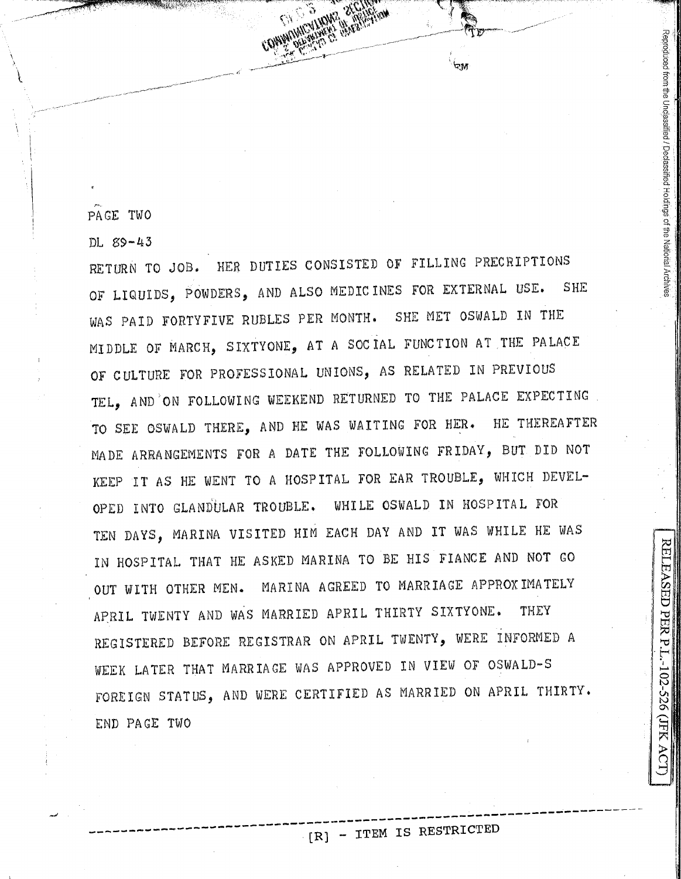PAGE TWO

DL 89-43

RETURN TO JOB. HER DUTIES CONSISTED OF FILLING PRECRIPTIONS OF LIQUIDS, POWDERS, AND ALSO MEDICINES FOR EXTERNAL USE. SHE WAS PAID FORTYFIVE RUBLES PER MONTH. SHE MET OSWALD IN THE MIDDLE OF MARCH, SIXTYONE, AT A SOCIAL FUNCTION AT THE PALACE OF CULTURE FOR PROFESSIONAL UNIONS, AS RELATED IN PREVIOUS TEL, AND ON FOLLOWING WEEKEND RETURNED TO THE PALACE EXPECTING TO SEE OSWALD THERE, AND HE WAS WAITING FOR HER. HE THEREAFTER MADE ARRANGEMENTS FOR A DATE THE FOLLOWING FRIDAY, BUT DID NOT KEEP IT AS HE WENT TO A HOSPITAL FOR EAR TROUBLE, WHICH DEVELOPED INTO GLANDULAR TROUBLE. WHILE OSWALD IN HOSPITAL FOR TEN DAYS, MARINA VISITED HIM EACH DAY AND IT WAS WHILE HE WAS IN HOSPITAL THAT HE ASKED MARINA TO BE HIS FIANCE AND NOT GO OUT WITH OTHER MEN. MARINA AGREED TO MARRIAGE APPROXIMATELY APRIL TWENTY AND WAS MARRIED APRIL THIRTY SIXTYONE. THEY REGISTERED BEFORE REGISTRAR ON APRIL TWENTY, WERE INFORMED A WEEK LATER THAT MARRIAGE WAS APPROVED IN VIEW OF OSWALD-S FOREIGN STATUS, AND WERE CERTIFIED AS MARRIED ON APRIL THIRTY.

END PAGE TWO

[R] - ITEM IS RESTRICTED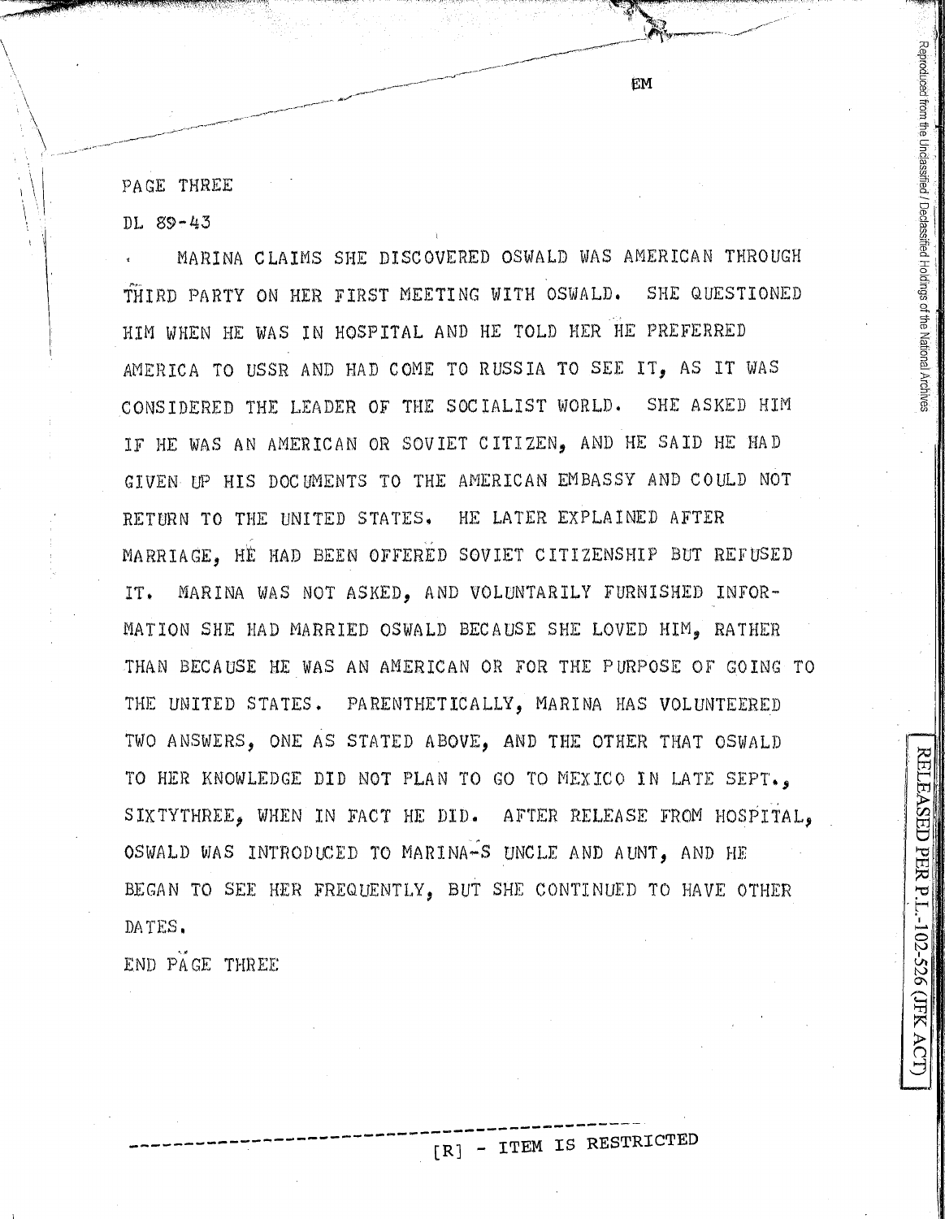EM

PAGE THREE

DL 89-43

MARINA CLAIMS SHE DISCOVERED OSWALD WAS AMERICAN THROUGH THIRD PARTY ON HER FIRST MEETING WITH OSWALD. SHE QUESTIONED HIM WHEN HE WAS IN HOSPITAL AND HE TOLD HER HE PREFERRED AMERICA TO USSR AND HAD COME TO RUSSIA TO SEE IT, AS IT WAS CONSIDERED THE LEADER OF THE SOCIALIST WORLD. SHE ASKED HIM IF HE WAS AN AMERICAN OR SOVIET CITIZEN, AND HE SAID HE HAD GIVEN UP HIS DOCUMENTS TO THE AMERICAN EMBASSY AND COULD NOT RETURN TO THE UNITED STATES. HE LATER EXPLAINED AFTER MARRIAGE, HE HAD BEEN OFFERED SOVIET CITIZENSHIP BUT REFUSED IT. MARINA WAS NOT ASKED, AND VOLUNTARILY FURNISHED INFORMATION SHE HAD MARRIED OSWALD BECAUSE SHE LOVED HIM, RATHER THAN BECAUSE HE WAS AN AMERICAN OR FOR THE PURPOSE OF GOING TO THE UNITED STATES. PARENTHETICALLY, MARINA HAS VOLUNTEERED TWO ANSWERS, ONE AS STATED ABOVE, AND THE OTHER THAT OSWALD TO HER KNOWLEDGE DID NOT PLAN TO GO TO MEXICO IN LATE SEPT., SIXTYTHREE, WHEN IN FACT HE DID. AFTER RELEASE FROM HOSPITAL, OSWALD WAS INTRODUCED TO MARINA-S UNCLE AND AUNT, AND HE BEGAN TO SEE HER FREQUENTLY, BUT SHE CONTINUED TO HAVE OTHER DATES.

END PAGE THREE

[R] - ITEM IS RESTRICTED

Reproduced from the Unclassified / Declassified Holdings of the National Archives

RELEASED PER P.L.-102-526 (JFK ACT)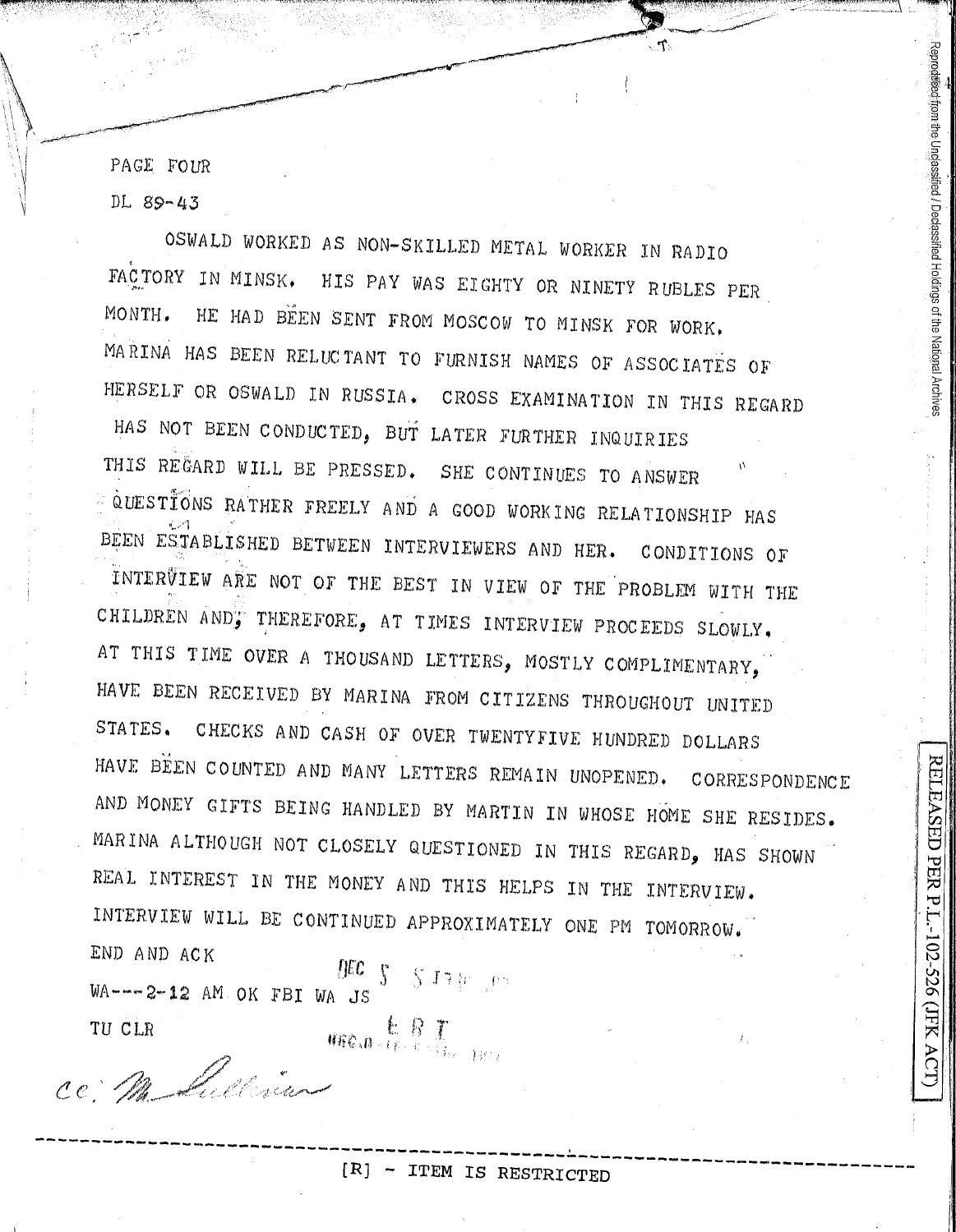PAGE FOUR

DL 89-43

OSWALD WORKED AS NON-SKILLED METAL WORKER IN RADIO FACTORY IN MINSK. HIS PAY WAS EIGHTY OR NINETY RUBLES PER MONTH. HE HAD BEEN SENT FROM MOSCOW TO MINSK FOR WORK. MARINA HAS BEEN RELUCTANT TO FURNISH NAMES OF ASSOCIATES OF HERSELF OR OSWALD IN RUSSIA. CROSS EXAMINATION IN THIS REGARD HAS NOT BEEN CONDUCTED, BUT LATER FURTHER INQUIRIES THIS REGARD WILL BE PRESSED. SHE CONTINUES TO ANSWER QUESTIONS RATHER FREELY AND A GOOD WORKING RELATIONSHIP HAS BEEN ESTABLISHED BETWEEN INTERVIEWERS AND HER. CONDITIONS OF INTERVIEW ARE NOT OF THE BEST IN VIEW OF THE PROBLEM WITH THE CHILDREN AND, THEREFORE, AT TIMES INTERVIEW PROCEEDS SLOWLY. AT THIS TIME OVER A THOUSAND LETTERS, MOSTLY COMPLIMENTARY, HAVE BEEN RECEIVED BY MARINA FROM CITIZENS THROUGHOUT UNITED STATES. CHECKS AND CASH OF OVER TWENTYFIVE HUNDRED DOLLARS HAVE BEEN COUNTED AND MANY LETTERS REMAIN UNOPENED. CORRESPONDENCE AND MONEY GIFTS BEING HANDLED BY MARTIN IN WHOSE HOME SHE RESIDES. MARINA ALTHOUGH NOT CLOSELY QUESTIONED IN THIS REGARD, HAS SHOWN REAL INTEREST IN THE MONEY AND THIS HELPS IN THE INTERVIEW. INTERVIEW WILL BE CONTINUED APPROXIMATELY ONE PM TOMORROW.

END AND ACK

WA---2-12 AM OK FBI WA JS

TU CLR

cc: Mr. Sullivan

[R] - ITEM IS RESTRICTED

RELEASED PER P.L.-102-526 (JFK ACT)